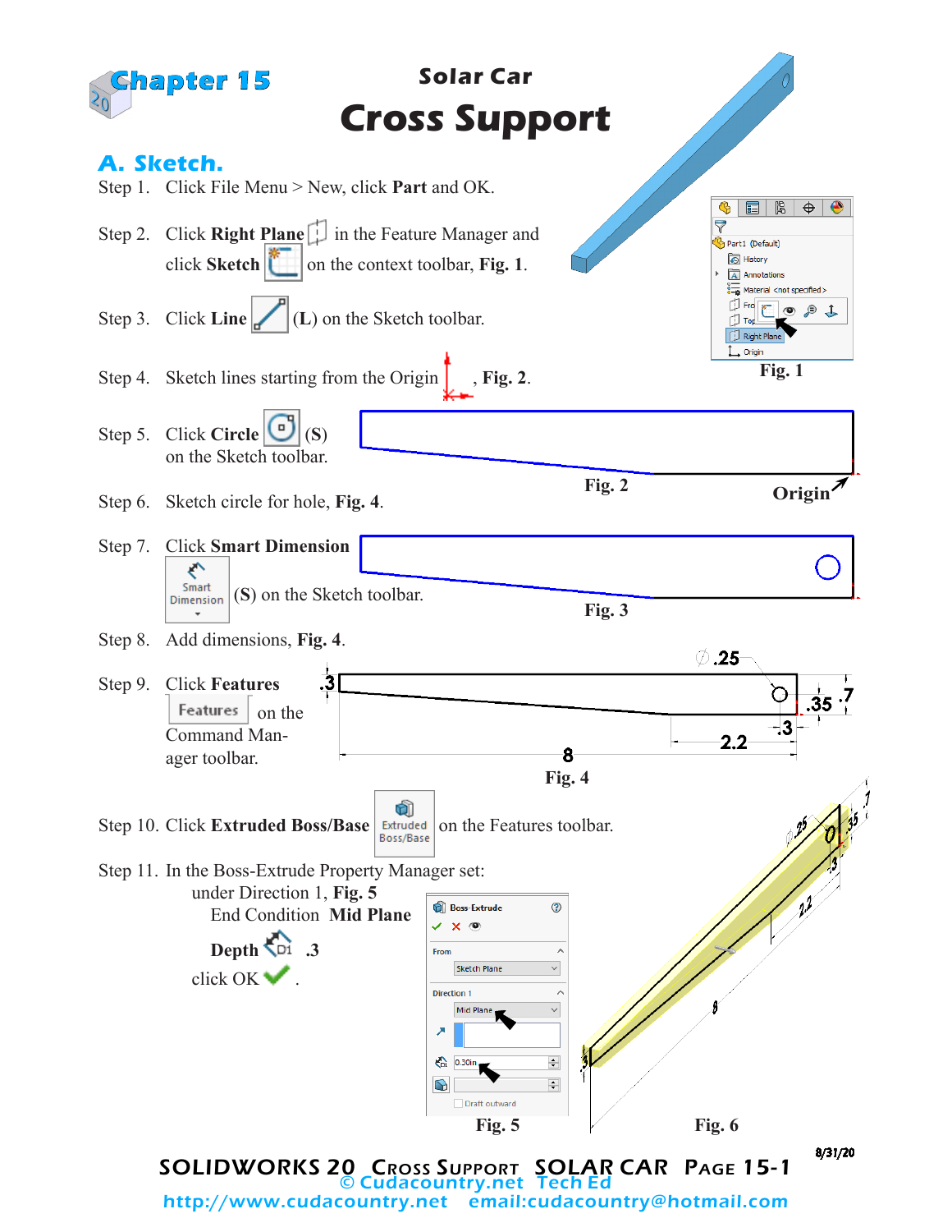Chapter 15

# Solar Car
# Cross Support

## A. Sketch.

Step 1. Click File Menu > New, click **Part** and OK.

Step 2. Click **Right Plane** in the Feature Manager and click **Sketch** on the context toolbar, **Fig. 1**.

Step 3. Click **Line** (**L**) on the Sketch toolbar.

Step 4. Sketch lines starting from the Origin, **Fig. 2**.

Step 5. Click **Circle** (**S**) on the Sketch toolbar.

Step 6. Sketch circle for hole, **Fig. 4**.

Step 7. Click **Smart Dimension** (**S**) on the Sketch toolbar.

Step 8. Add dimensions, **Fig. 4**.

Step 9. Click **Features** on the Command Manager toolbar.

Step 10. Click **Extruded Boss/Base** on the Features toolbar.

Step 11. In the Boss-Extrude Property Manager set:
under Direction 1, **Fig. 5**
End Condition **Mid Plane**
**Depth** .3
click OK.

Fig. 1

Fig. 2

Origin

Fig. 3

Fig. 4

Fig. 5

Fig. 6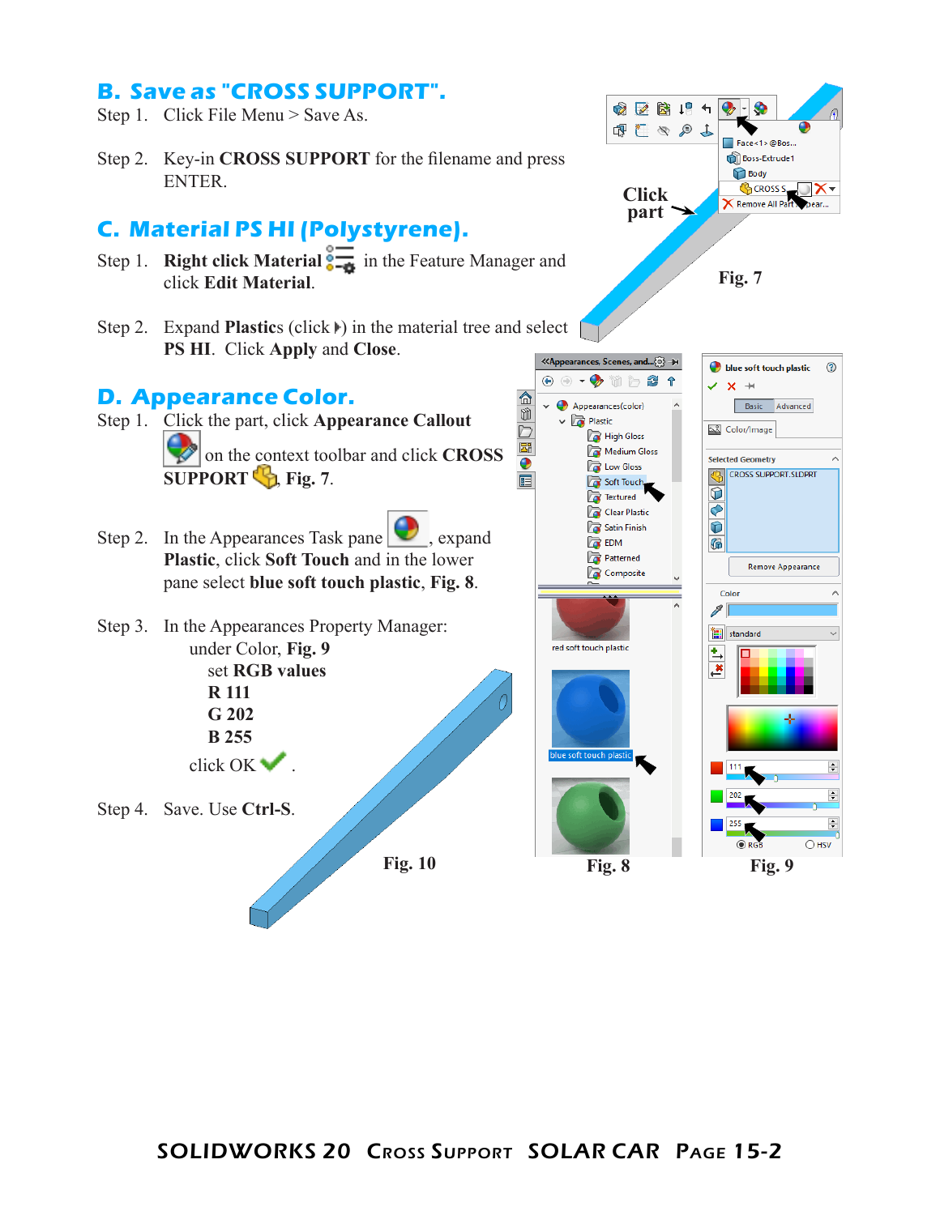## B. Save as "CROSS SUPPORT".

Step 1. Click File Menu > Save As.

Step 2. Key-in **CROSS SUPPORT** for the filename and press ENTER.

## C. Material PS HI (Polystyrene).

Step 1. **Right click Material** in the Feature Manager and click **Edit Material**.

Step 2. Expand **Plastics** (click ) in the material tree and select **PS HI**. Click **Apply** and **Close**.

## D. Appearance Color.

Step 1. Click the part, click **Appearance Callout** on the context toolbar and click **CROSS SUPPORT**, **Fig. 7**.

Step 2. In the Appearances Task pane , expand **Plastic**, click **Soft Touch** and in the lower pane select **blue soft touch plastic**, **Fig. 8**.

Step 3. In the Appearances Property Manager:
under Color, **Fig. 9**
set **RGB values**
**R 111**
**G 202**
**B 255**
click OK .

Step 4. Save. Use **Ctrl-S**.

Click part

**Fig. 7**

**Fig. 8**

**Fig. 9**

**Fig. 10**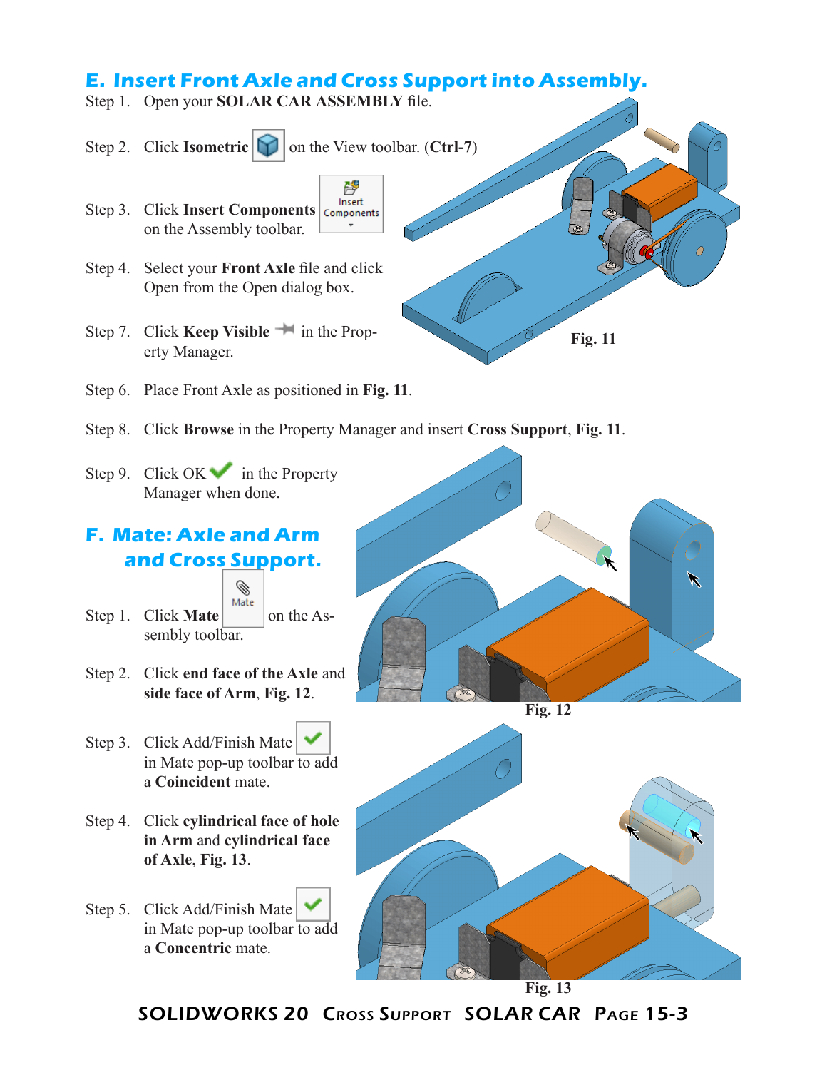## E. Insert Front Axle and Cross Support into Assembly.

Step 1. Open your **SOLAR CAR ASSEMBLY** file.

Step 2. Click **Isometric** on the View toolbar. (**Ctrl-7**)

Step 3. Click **Insert Components** on the Assembly toolbar.

Step 4. Select your **Front Axle** file and click Open from the Open dialog box.

Step 7. Click **Keep Visible** in the Property Manager.

Step 6. Place Front Axle as positioned in **Fig. 11**.

Fig. 11

Step 8. Click **Browse** in the Property Manager and insert **Cross Support**, **Fig. 11**.

Step 9. Click OK in the Property Manager when done.

## F. Mate: Axle and Arm and Cross Support.

Step 1. Click **Mate** on the Assembly toolbar.

Step 2. Click **end face of the Axle** and **side face of Arm**, **Fig. 12**.

Fig. 12

Step 3. Click Add/Finish Mate in Mate pop-up toolbar to add a **Coincident** mate.

Step 4. Click **cylindrical face of hole in Arm** and **cylindrical face of Axle**, **Fig. 13**.

Step 5. Click Add/Finish Mate in Mate pop-up toolbar to add a **Concentric** mate.

Fig. 13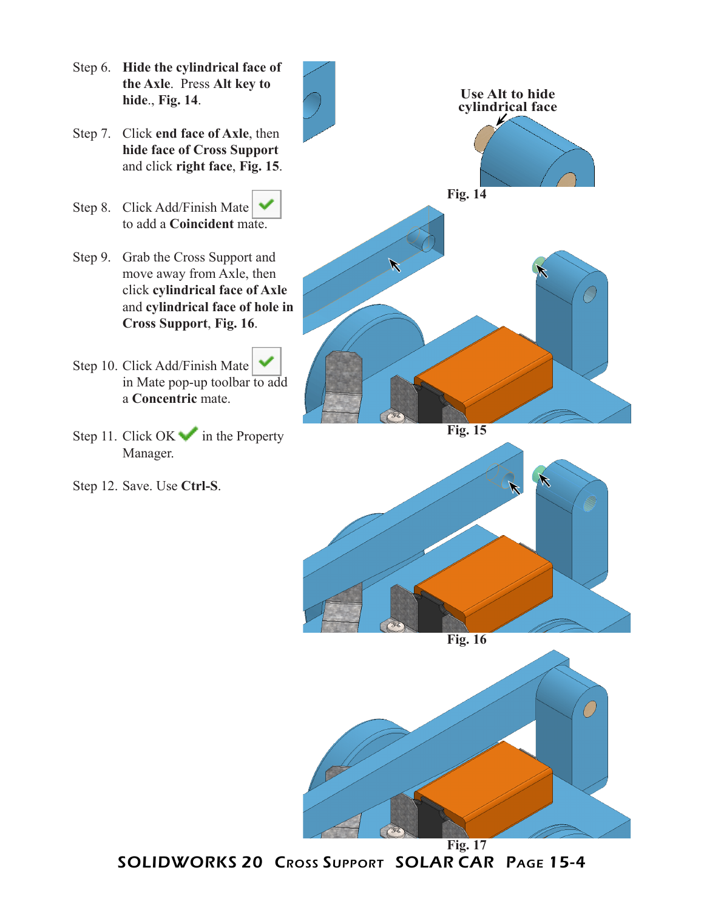Step 6. **Hide the cylindrical face of the Axle**. Press **Alt key to hide**., **Fig. 14**.

Step 7. Click **end face of Axle**, then **hide face of Cross Support** and click **right face**, **Fig. 15**.

Step 8. Click Add/Finish Mate to add a **Coincident** mate.

Step 9. Grab the Cross Support and move away from Axle, then click **cylindrical face of Axle** and **cylindrical face of hole in Cross Support**, **Fig. 16**.

Step 10. Click Add/Finish Mate in Mate pop-up toolbar to add a **Concentric** mate.

Step 11. Click OK in the Property Manager.

Step 12. Save. Use **Ctrl-S**.

Use Alt to hide cylindrical face

Fig. 14

Fig. 15

Fig. 16

Fig. 17